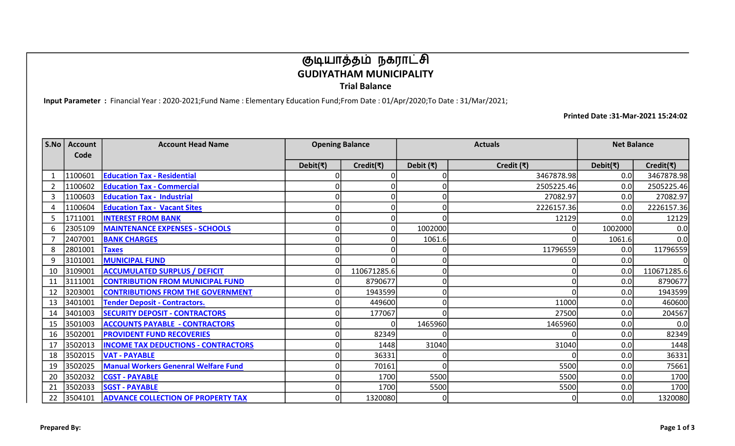# குடியாத்தம் நகராட்சி

## GUDIYATHAM MUNICIPALITY

### Trial Balance

**Input Parameter :** Financial Year : 2020-2021;Fund Name : Elementary Education Fund;From Date : 01/Apr/2020;To Date : 31/Mar/2021;

**Printed Date :31-Mar-2021 15:24:02**

| S.No | Account Code | Account Head Name | Opening Balance | | Actuals | | Net Balance | |
|---|---|---|---|---|---|---|---|---|
| | | | Debit(₹) | Credit(₹) | Debit (₹) | Credit (₹) | Debit(₹) | Credit(₹) |
| 1 | 1100601 | Education Tax - Residential | 0 | 0 | 0 | 3467878.98 | 0.0 | 3467878.98 |
| 2 | 1100602 | Education Tax - Commercial | 0 | 0 | 0 | 2505225.46 | 0.0 | 2505225.46 |
| 3 | 1100603 | Education Tax - Industrial | 0 | 0 | 0 | 27082.97 | 0.0 | 27082.97 |
| 4 | 1100604 | Education Tax - Vacant Sites | 0 | 0 | 0 | 2226157.36 | 0.0 | 2226157.36 |
| 5 | 1711001 | INTEREST FROM BANK | 0 | 0 | 0 | 12129 | 0.0 | 12129 |
| 6 | 2305109 | MAINTENANCE EXPENSES - SCHOOLS | 0 | 0 | 1002000 | 0 | 1002000 | 0.0 |
| 7 | 2407001 | BANK CHARGES | 0 | 0 | 1061.6 | 0 | 1061.6 | 0.0 |
| 8 | 2801001 | Taxes | 0 | 0 | 0 | 11796559 | 0.0 | 11796559 |
| 9 | 3101001 | MUNICIPAL FUND | 0 | 0 | 0 | 0 | 0.0 | 0 |
| 10 | 3109001 | ACCUMULATED SURPLUS / DEFICIT | 0 | 110671285.6 | 0 | 0 | 0.0 | 110671285.6 |
| 11 | 3111001 | CONTRIBUTION FROM MUNICIPAL FUND | 0 | 8790677 | 0 | 0 | 0.0 | 8790677 |
| 12 | 3203001 | CONTRIBUTIONS FROM THE GOVERNMENT | 0 | 1943599 | 0 | 0 | 0.0 | 1943599 |
| 13 | 3401001 | Tender Deposit - Contractors. | 0 | 449600 | 0 | 11000 | 0.0 | 460600 |
| 14 | 3401003 | SECURITY DEPOSIT - CONTRACTORS | 0 | 177067 | 0 | 27500 | 0.0 | 204567 |
| 15 | 3501003 | ACCOUNTS PAYABLE - CONTRACTORS | 0 | 0 | 1465960 | 1465960 | 0.0 | 0.0 |
| 16 | 3502001 | PROVIDENT FUND RECOVERIES | 0 | 82349 | 0 | 0 | 0.0 | 82349 |
| 17 | 3502013 | INCOME TAX DEDUCTIONS - CONTRACTORS | 0 | 1448 | 31040 | 31040 | 0.0 | 1448 |
| 18 | 3502015 | VAT - PAYABLE | 0 | 36331 | 0 | 0 | 0.0 | 36331 |
| 19 | 3502025 | Manual Workers Genenral Welfare Fund | 0 | 70161 | 0 | 5500 | 0.0 | 75661 |
| 20 | 3502032 | CGST - PAYABLE | 0 | 1700 | 5500 | 5500 | 0.0 | 1700 |
| 21 | 3502033 | SGST - PAYABLE | 0 | 1700 | 5500 | 5500 | 0.0 | 1700 |
| 22 | 3504101 | ADVANCE COLLECTION OF PROPERTY TAX | 0 | 1320080 | 0 | 0 | 0.0 | 1320080 |

**Prepared By:**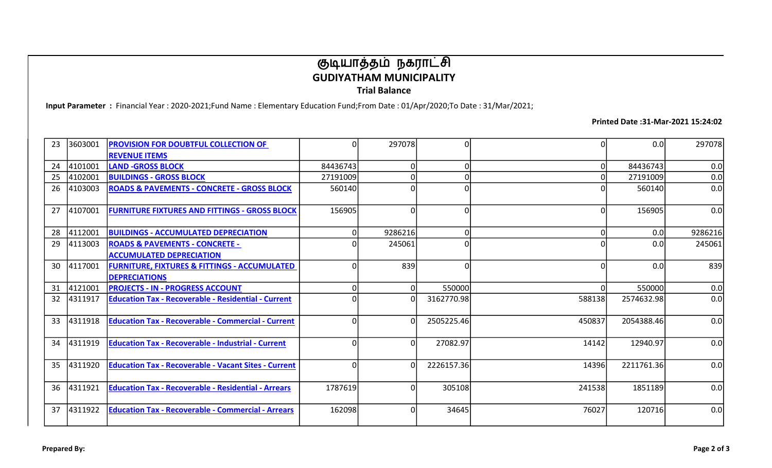# குடியாத்தம் நகராட்சி

## GUDIYATHAM MUNICIPALITY

### Trial Balance

**Input Parameter :** Financial Year : 2020-2021;Fund Name : Elementary Education Fund;From Date : 01/Apr/2020;To Date : 31/Mar/2021;

**Printed Date :31-Mar-2021 15:24:02**

| | | | | | | | | |
|---|---|---|---|---|---|---|---|---|
| 23 | 3603001 | PROVISION FOR DOUBTFUL COLLECTION OF REVENUE ITEMS | 0 | 297078 | 0 | 0 | 0.0 | 297078 |
| 24 | 4101001 | LAND -GROSS BLOCK | 84436743 | 0 | 0 | 0 | 84436743 | 0.0 |
| 25 | 4102001 | BUILDINGS - GROSS BLOCK | 27191009 | 0 | 0 | 0 | 27191009 | 0.0 |
| 26 | 4103003 | ROADS & PAVEMENTS - CONCRETE - GROSS BLOCK | 560140 | 0 | 0 | 0 | 560140 | 0.0 |
| 27 | 4107001 | FURNITURE FIXTURES AND FITTINGS - GROSS BLOCK | 156905 | 0 | 0 | 0 | 156905 | 0.0 |
| 28 | 4112001 | BUILDINGS - ACCUMULATED DEPRECIATION | 0 | 9286216 | 0 | 0 | 0.0 | 9286216 |
| 29 | 4113003 | ROADS & PAVEMENTS - CONCRETE - ACCUMULATED DEPRECIATION | 0 | 245061 | 0 | 0 | 0.0 | 245061 |
| 30 | 4117001 | FURNITURE, FIXTURES & FITTINGS - ACCUMULATED DEPRECIATIONS | 0 | 839 | 0 | 0 | 0.0 | 839 |
| 31 | 4121001 | PROJECTS - IN - PROGRESS ACCOUNT | 0 | 0 | 550000 | 0 | 550000 | 0.0 |
| 32 | 4311917 | Education Tax - Recoverable - Residential - Current | 0 | 0 | 3162770.98 | 588138 | 2574632.98 | 0.0 |
| 33 | 4311918 | Education Tax - Recoverable - Commercial - Current | 0 | 0 | 2505225.46 | 450837 | 2054388.46 | 0.0 |
| 34 | 4311919 | Education Tax - Recoverable - Industrial - Current | 0 | 0 | 27082.97 | 14142 | 12940.97 | 0.0 |
| 35 | 4311920 | Education Tax - Recoverable - Vacant Sites - Current | 0 | 0 | 2226157.36 | 14396 | 2211761.36 | 0.0 |
| 36 | 4311921 | Education Tax - Recoverable - Residential - Arrears | 1787619 | 0 | 305108 | 241538 | 1851189 | 0.0 |
| 37 | 4311922 | Education Tax - Recoverable - Commercial - Arrears | 162098 | 0 | 34645 | 76027 | 120716 | 0.0 |

**Prepared By:**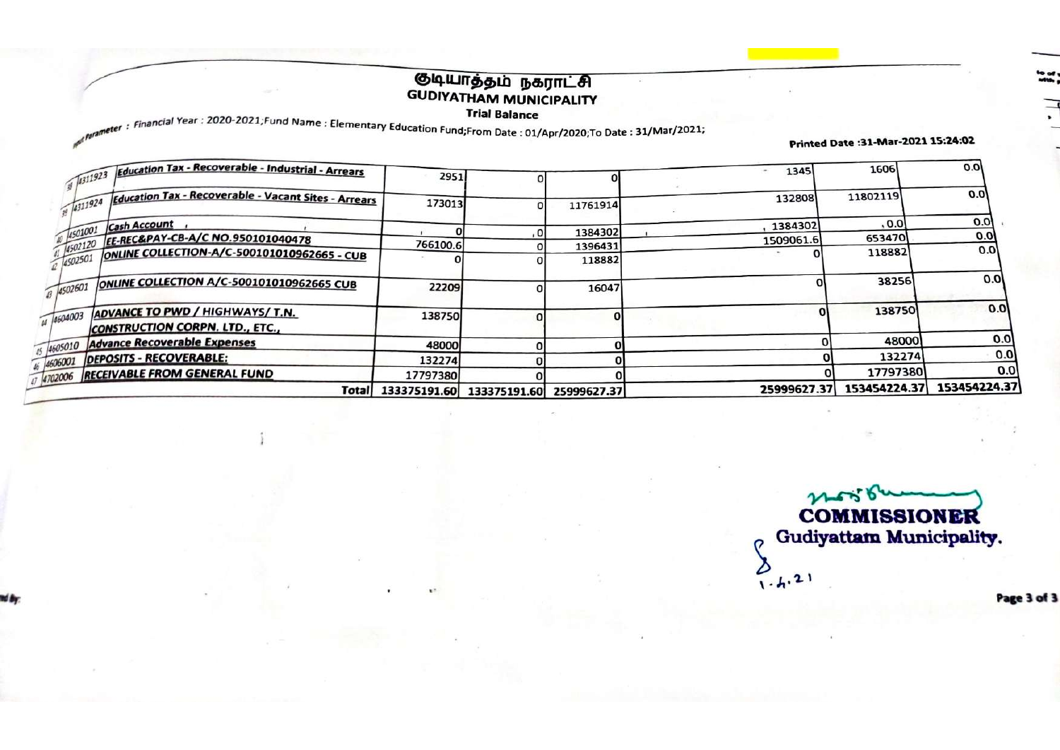# குடியாத்தம் நகராட்சி

## GUDIYATHAM MUNICIPALITY

### Trial Balance

Input Parameter : Financial Year : 2020-2021;Fund Name : Elementary Education Fund;From Date : 01/Apr/2020;To Date : 31/Mar/2021;

Printed Date :31-Mar-2021 15:24:02

| | | | | | | | | |
|---|---|---|---|---|---|---|---|---|
| 38 | 4311923 | Education Tax - Recoverable - Industrial - Arrears | 2951 | 0 | 0 | 1345 | 1606 | 0.0 |
| 39 | 4311924 | Education Tax - Recoverable - Vacant Sites - Arrears | 173013 | 0 | 11761914 | 132808 | 11802119 | 0.0 |
| 40 | 4501001 | Cash Account | 0 | 0 | 1384302 | 1384302 | 0.0 | 0.0 |
| 41 | 4502120 | EE-REC&PAY-CB-A/C NO.950101040478 | 766100.6 | 0 | 1396431 | 1509061.6 | 653470 | 0.0 |
| 42 | 4502501 | ONLINE COLLECTION-A/C-500101010962665 - CUB | 0 | 0 | 118882 | 0 | 118882 | 0.0 |
| 43 | 4502601 | ONLINE COLLECTION A/C-500101010962665 CUB | 22209 | 0 | 16047 | 0 | 38256 | 0.0 |
| 44 | 4604003 | ADVANCE TO PWD / HIGHWAYS/ T.N. CONSTRUCTION CORPN. LTD., ETC., | 138750 | 0 | 0 | 0 | 138750 | 0.0 |
| 45 | 4605010 | Advance Recoverable Expenses | 48000 | 0 | 0 | 0 | 48000 | 0.0 |
| 46 | 4606001 | DEPOSITS - RECOVERABLE: | 132274 | 0 | 0 | 0 | 132274 | 0.0 |
| 47 | 4702006 | RECEIVABLE FROM GENERAL FUND | 17797380 | 0 | 0 | 0 | 17797380 | 0.0 |
| | | Total | 133375191.60 | 133375191.60 | 25999627.37 | 25999627.37 | 153454224.37 | 153454224.37 |

COMMISSIONER
Gudiyattam Municipality.

1.4.21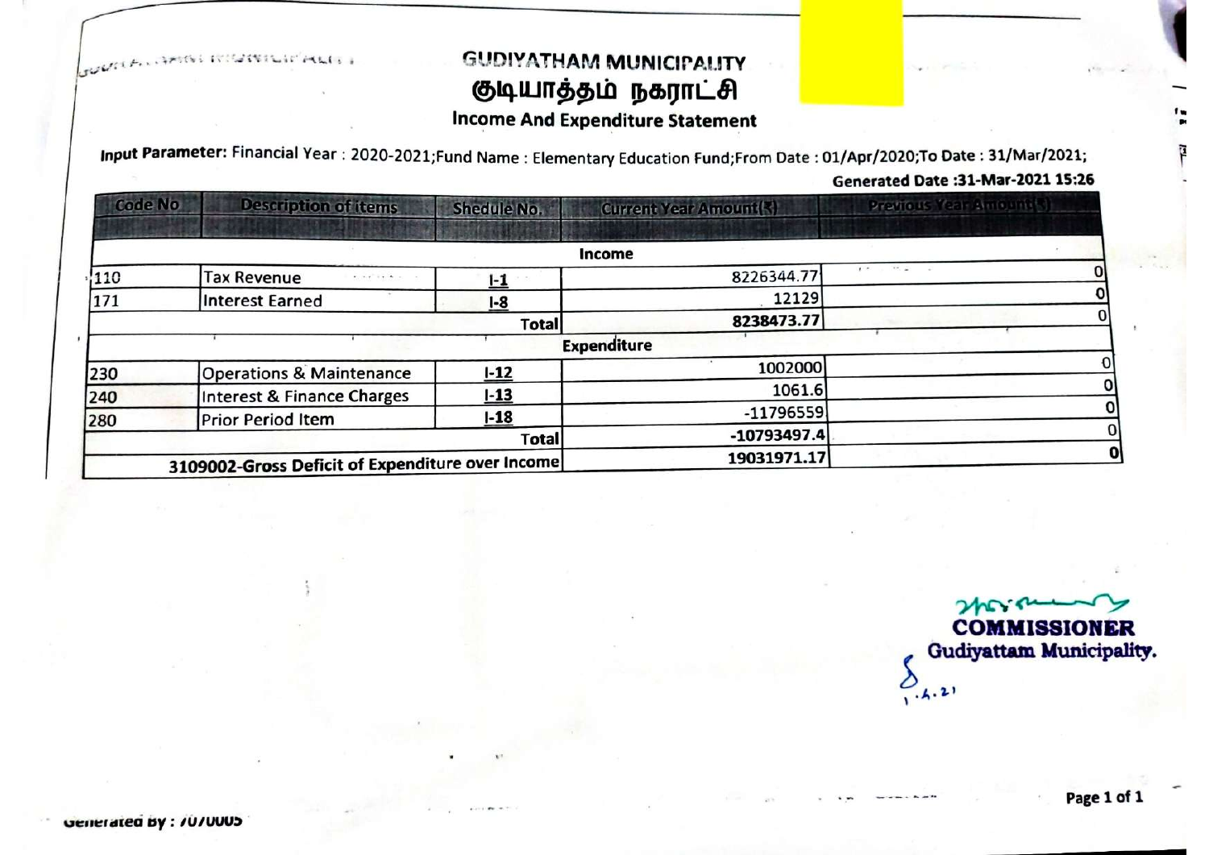# GUDIYATHAM MUNICIPALITY

# குடியாத்தம் நகராட்சி

## Income And Expenditure Statement

**Input Parameter:** Financial Year : 2020-2021;Fund Name : Elementary Education Fund;From Date : 01/Apr/2020;To Date : 31/Mar/2021;

**Generated Date :31-Mar-2021 15:26**

| Code No | Description of items | Shedule No. | Current Year Amount(₹) | Previous Year Amount(₹) |
|---|---|---|---|---|
| | | **Income** | | |
| 110 | Tax Revenue | I-1 | 8226344.77 | 0 |
| 171 | Interest Earned | I-8 | 12129 | 0 |
| | | **Total** | **8238473.77** | 0 |
| | | **Expenditure** | | |
| 230 | Operations & Maintenance | I-12 | 1002000 | 0 |
| 240 | Interest & Finance Charges | I-13 | 1061.6 | 0 |
| 280 | Prior Period Item | I-18 | -11796559 | 0 |
| | | **Total** | **-10793497.4** | 0 |
| **3109002-Gross Deficit of Expenditure over Income** | | | **19031971.17** | **0** |

**COMMISSIONER**
**Gudiyattam Municipality.**

1.4.21

Generated By : 7070005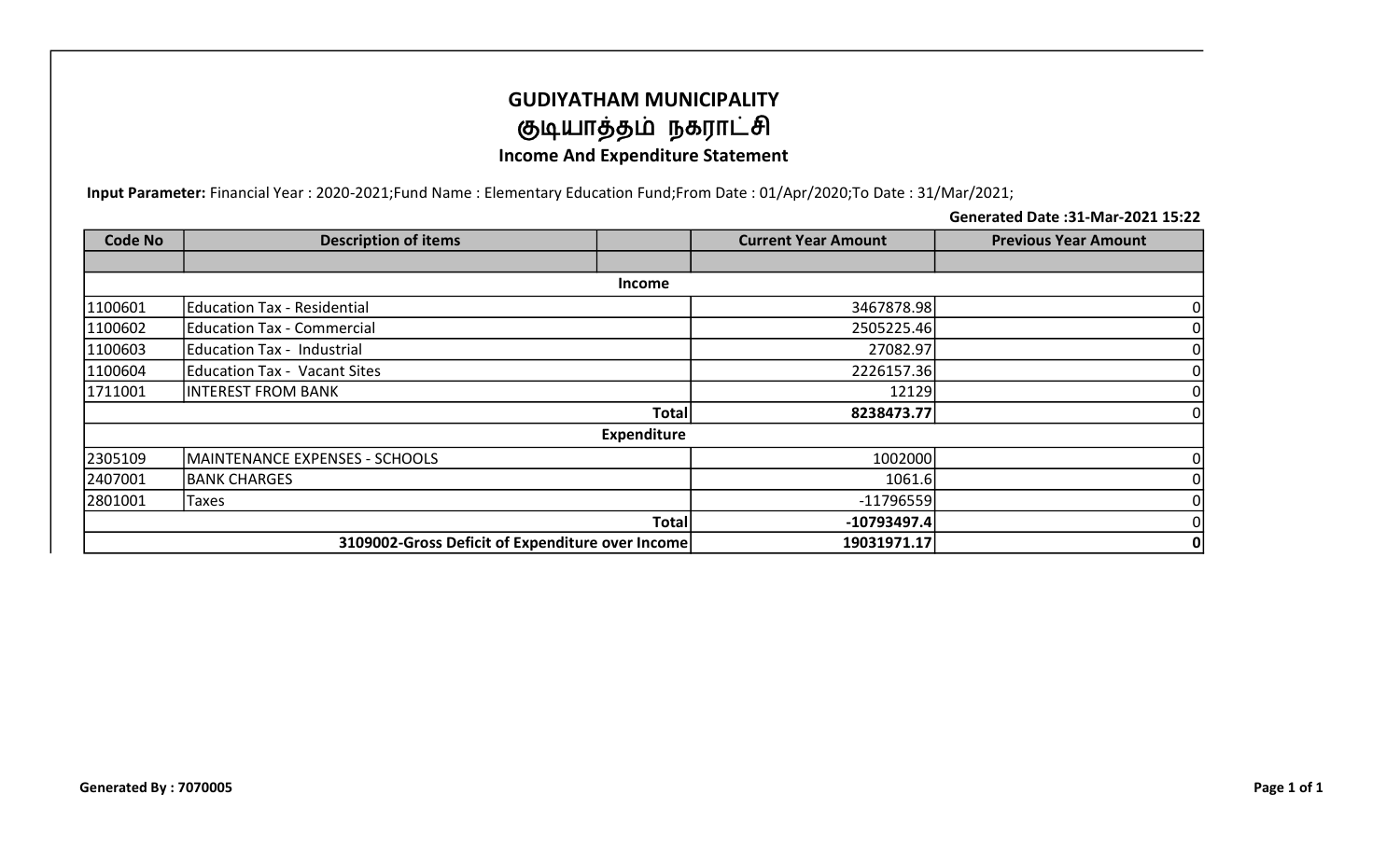# GUDIYATHAM MUNICIPALITY
# குடியாத்தம் நகராட்சி
### Income And Expenditure Statement

**Input Parameter:** Financial Year : 2020-2021;Fund Name : Elementary Education Fund;From Date : 01/Apr/2020;To Date : 31/Mar/2021;

**Generated Date :31-Mar-2021 15:22**

| Code No | Description of items | | Current Year Amount | Previous Year Amount |
|---|---|---|---|---|
| | | | | |
| | **Income** | | | |
| 1100601 | Education Tax - Residential | | 3467878.98 | 0 |
| 1100602 | Education Tax - Commercial | | 2505225.46 | 0 |
| 1100603 | Education Tax - Industrial | | 27082.97 | 0 |
| 1100604 | Education Tax - Vacant Sites | | 2226157.36 | 0 |
| 1711001 | INTEREST FROM BANK | | 12129 | 0 |
| | | **Total** | **8238473.77** | 0 |
| | **Expenditure** | | | |
| 2305109 | MAINTENANCE EXPENSES - SCHOOLS | | 1002000 | 0 |
| 2407001 | BANK CHARGES | | 1061.6 | 0 |
| 2801001 | Taxes | | -11796559 | 0 |
| | | **Total** | **-10793497.4** | 0 |
| | | **3109002-Gross Deficit of Expenditure over Income** | **19031971.17** | **0** |

**Generated By : 7070005**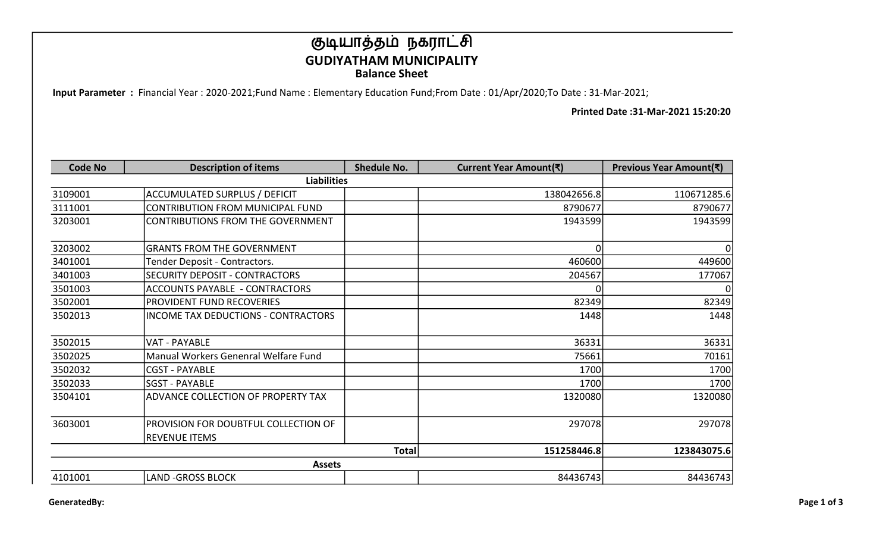# குடியாத்தம் நகராட்சி
## GUDIYATHAM MUNICIPALITY
### Balance Sheet

**Input Parameter :** Financial Year : 2020-2021;Fund Name : Elementary Education Fund;From Date : 01/Apr/2020;To Date : 31-Mar-2021;

**Printed Date :31-Mar-2021 15:20:20**

| Code No | Description of items | Shedule No. | Current Year Amount(₹) | Previous Year Amount(₹) |
|---|---|---|---|---|
| | **Liabilities** | | | |
| 3109001 | ACCUMULATED SURPLUS / DEFICIT | | 138042656.8 | 110671285.6 |
| 3111001 | CONTRIBUTION FROM MUNICIPAL FUND | | 8790677 | 8790677 |
| 3203001 | CONTRIBUTIONS FROM THE GOVERNMENT | | 1943599 | 1943599 |
| 3203002 | GRANTS FROM THE GOVERNMENT | | 0 | 0 |
| 3401001 | Tender Deposit - Contractors. | | 460600 | 449600 |
| 3401003 | SECURITY DEPOSIT - CONTRACTORS | | 204567 | 177067 |
| 3501003 | ACCOUNTS PAYABLE - CONTRACTORS | | 0 | 0 |
| 3502001 | PROVIDENT FUND RECOVERIES | | 82349 | 82349 |
| 3502013 | INCOME TAX DEDUCTIONS - CONTRACTORS | | 1448 | 1448 |
| 3502015 | VAT - PAYABLE | | 36331 | 36331 |
| 3502025 | Manual Workers Genenral Welfare Fund | | 75661 | 70161 |
| 3502032 | CGST - PAYABLE | | 1700 | 1700 |
| 3502033 | SGST - PAYABLE | | 1700 | 1700 |
| 3504101 | ADVANCE COLLECTION OF PROPERTY TAX | | 1320080 | 1320080 |
| 3603001 | PROVISION FOR DOUBTFUL COLLECTION OF REVENUE ITEMS | | 297078 | 297078 |
| | | **Total** | **151258446.8** | **123843075.6** |
| | **Assets** | | | |
| 4101001 | LAND -GROSS BLOCK | | 84436743 | 84436743 |

**GeneratedBy:**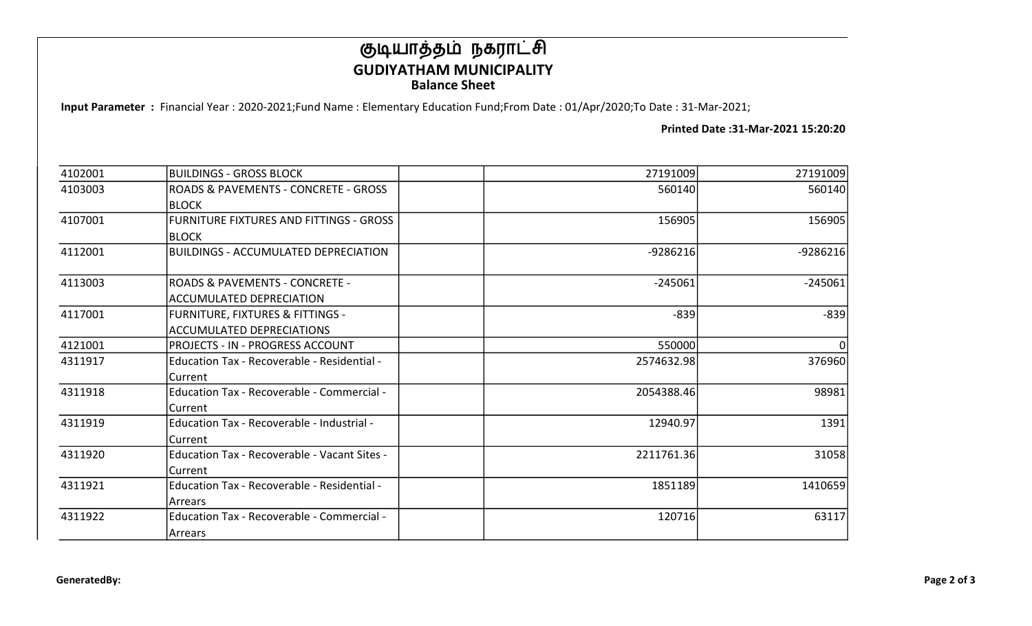# குடியாத்தம் நகராட்சி

## GUDIYATHAM MUNICIPALITY

### Balance Sheet

**Input Parameter :** Financial Year : 2020-2021;Fund Name : Elementary Education Fund;From Date : 01/Apr/2020;To Date : 31-Mar-2021;

**Printed Date :31-Mar-2021 15:20:20**

| | | | | | |
|---|---|---|---|---|---|
| 4102001 | BUILDINGS - GROSS BLOCK | | | 27191009 | 27191009 |
| 4103003 | ROADS & PAVEMENTS - CONCRETE - GROSS BLOCK | | | 560140 | 560140 |
| 4107001 | FURNITURE FIXTURES AND FITTINGS - GROSS BLOCK | | | 156905 | 156905 |
| 4112001 | BUILDINGS - ACCUMULATED DEPRECIATION | | | -9286216 | -9286216 |
| 4113003 | ROADS & PAVEMENTS - CONCRETE - ACCUMULATED DEPRECIATION | | | -245061 | -245061 |
| 4117001 | FURNITURE, FIXTURES & FITTINGS - ACCUMULATED DEPRECIATIONS | | | -839 | -839 |
| 4121001 | PROJECTS - IN - PROGRESS ACCOUNT | | | 550000 | 0 |
| 4311917 | Education Tax - Recoverable - Residential - Current | | | 2574632.98 | 376960 |
| 4311918 | Education Tax - Recoverable - Commercial - Current | | | 2054388.46 | 98981 |
| 4311919 | Education Tax - Recoverable - Industrial - Current | | | 12940.97 | 1391 |
| 4311920 | Education Tax - Recoverable - Vacant Sites - Current | | | 2211761.36 | 31058 |
| 4311921 | Education Tax - Recoverable - Residential - Arrears | | | 1851189 | 1410659 |
| 4311922 | Education Tax - Recoverable - Commercial - Arrears | | | 120716 | 63117 |

**GeneratedBy:**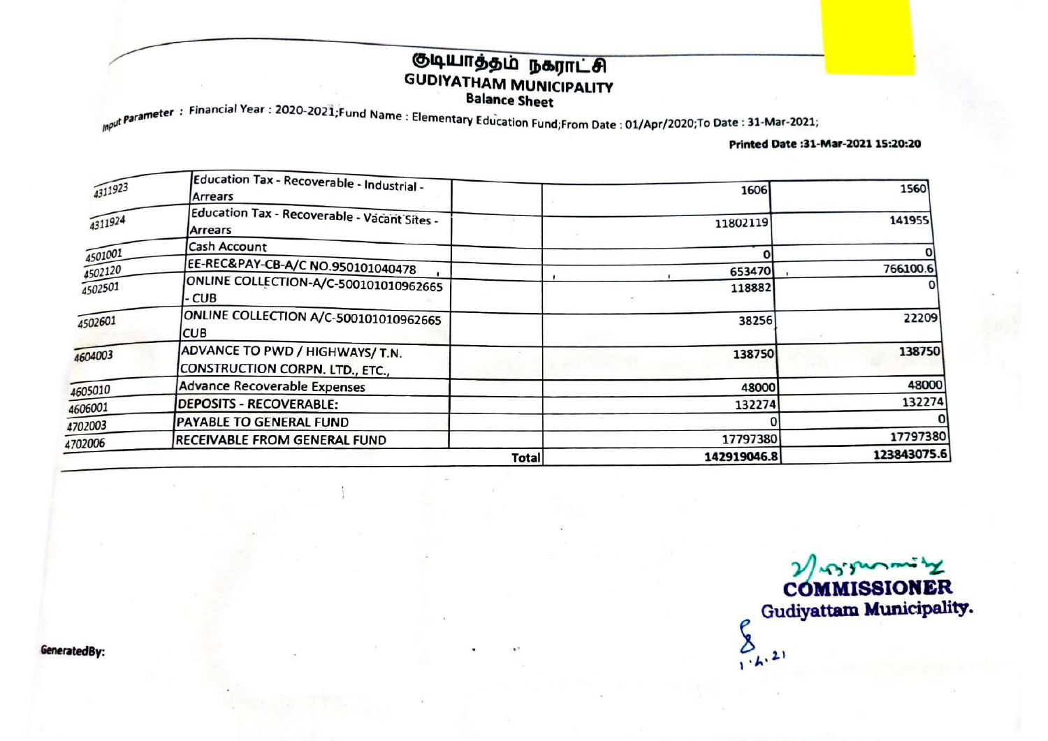# குடியாத்தம் நகராட்சி

## GUDIYATHAM MUNICIPALITY

### Balance Sheet

Input Parameter : Financial Year : 2020-2021;Fund Name : Elementary Education Fund;From Date : 01/Apr/2020;To Date : 31-Mar-2021;

**Printed Date :31-Mar-2021 15:20:20**

| | | | | | |
|---|---|---|---|---|---|
| 4311923 | Education Tax - Recoverable - Industrial - Arrears | | | 1606 | 1560 |
| 4311924 | Education Tax - Recoverable - Vacant Sites - Arrears | | | 11802119 | 141955 |
| 4501001 | Cash Account | | | 0 | 0 |
| 4502120 | EE-REC&PAY-CB-A/C NO.950101040478 | | | 653470 | 766100.6 |
| 4502501 | ONLINE COLLECTION-A/C-500101010962665 - CUB | | | 118882 | 0 |
| 4502601 | ONLINE COLLECTION A/C-500101010962665 CUB | | | 38256 | 22209 |
| 4604003 | ADVANCE TO PWD / HIGHWAYS/ T.N. CONSTRUCTION CORPN. LTD., ETC., | | | 138750 | 138750 |
| 4605010 | Advance Recoverable Expenses | | | 48000 | 48000 |
| 4606001 | DEPOSITS - RECOVERABLE: | | | 132274 | 132274 |
| 4702003 | PAYABLE TO GENERAL FUND | | | 0 | 0 |
| 4702006 | RECEIVABLE FROM GENERAL FUND | | | 17797380 | 17797380 |
| | | Total | | 142919046.8 | 123843075.6 |

COMMISSIONER
Gudiyattam Municipality.

GeneratedBy: